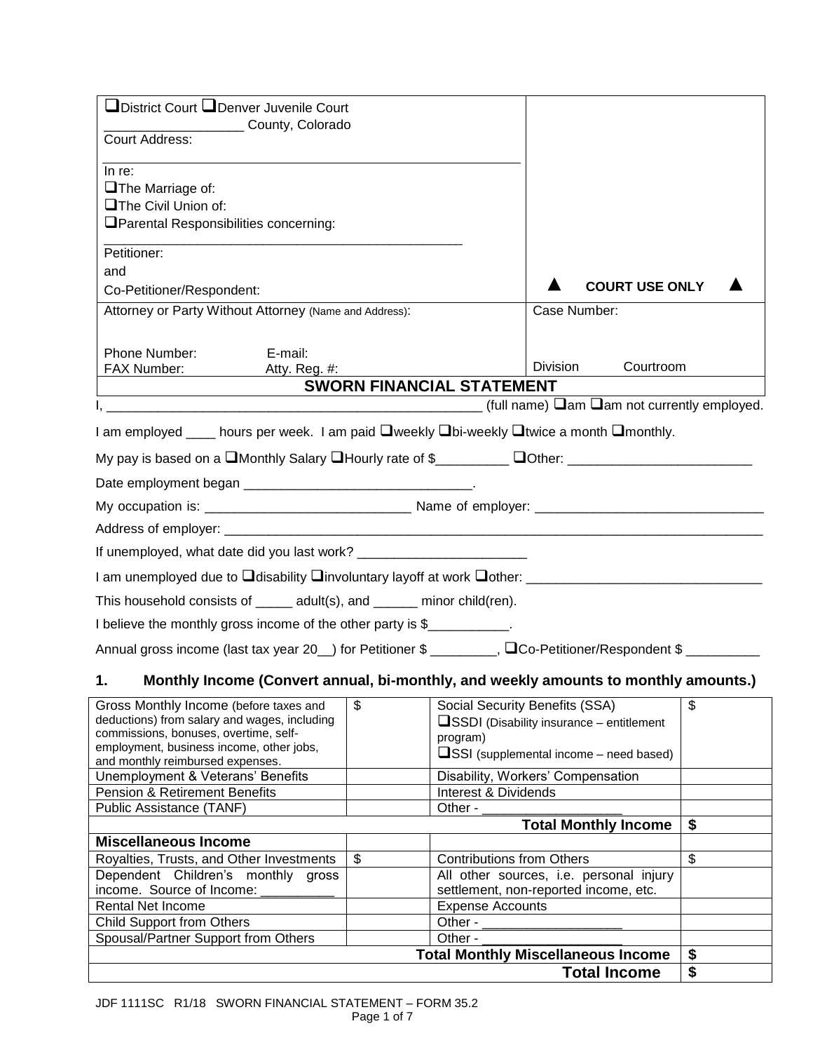| | |
|---|---|
| ❑District Court ❑Denver Juvenile Court<br>__________________ County, Colorado<br>Court Address:<br><br>In re:<br>❑The Marriage of:<br>❑The Civil Union of:<br>❑Parental Responsibilities concerning:<br>_______________________________________________<br>Petitioner:<br>and<br>Co-Petitioner/Respondent: | ▲ COURT USE ONLY ▲ |
| Attorney or Party Without Attorney (Name and Address):<br><br>Phone Number: E-mail:<br>FAX Number: Atty. Reg. #: | Case Number:<br><br>Division Courtroom |

## SWORN FINANCIAL STATEMENT

I, _____________________________________________________ (full name) ❑am ❑am not currently employed.

I am employed ____ hours per week. I am paid ❑weekly ❑bi-weekly ❑twice a month ❑monthly.

My pay is based on a ❑Monthly Salary ❑Hourly rate of $__________ ❑Other: _________________________

Date employment began _______________________________.

My occupation is: ____________________________ Name of employer: _______________________________

Address of employer: ___________________________________________________________________________

If unemployed, what date did you last work? _______________________

I am unemployed due to ❑disability ❑involuntary layoff at work ❑other: ________________________________

This household consists of _____ adult(s), and ______ minor child(ren).

I believe the monthly gross income of the other party is $___________.

Annual gross income (last tax year 20__) for Petitioner $ _________, ❑Co-Petitioner/Respondent $ __________

### 1. Monthly Income (Convert annual, bi-monthly, and weekly amounts to monthly amounts.)

| | | | |
|---|---|---|---|
| Gross Monthly Income (before taxes and deductions) from salary and wages, including commissions, bonuses, overtime, self-employment, business income, other jobs, and monthly reimbursed expenses. | $ | Social Security Benefits (SSA)<br>❑SSDI (Disability insurance – entitlement program)<br>❑SSI (supplemental income – need based) | $ |
| Unemployment & Veterans' Benefits | | Disability, Workers' Compensation | |
| Pension & Retirement Benefits | | Interest & Dividends | |
| Public Assistance (TANF) | | Other - __________________ | |
| | | **Total Monthly Income** | **$** |
| **Miscellaneous Income** | | | |
| Royalties, Trusts, and Other Investments | $ | Contributions from Others | $ |
| Dependent Children's monthly gross income. Source of Income: __________ | | All other sources, i.e. personal injury settlement, non-reported income, etc. | |
| Rental Net Income | | Expense Accounts | |
| Child Support from Others | | Other - __________________ | |
| Spousal/Partner Support from Others | | Other - __________________ | |
| | | **Total Monthly Miscellaneous Income** | **$** |
| | | **Total Income** | **$** |

JDF 1111SC R1/18 SWORN FINANCIAL STATEMENT – FORM 35.2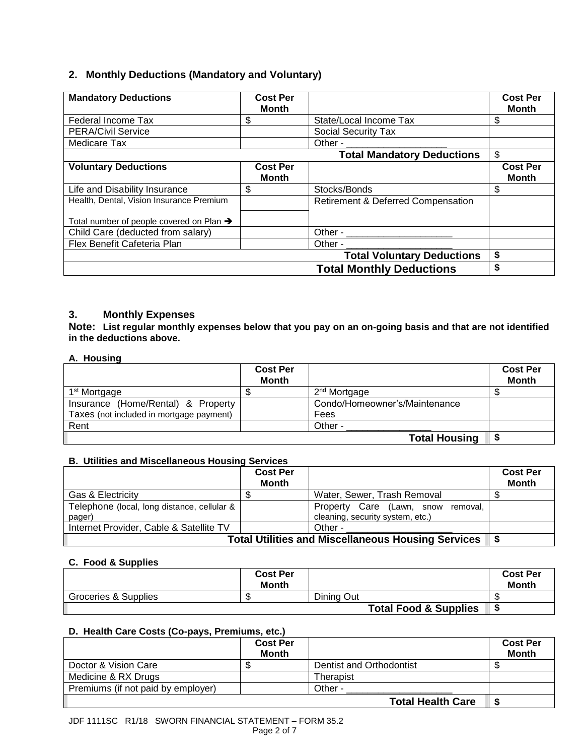## 2. Monthly Deductions (Mandatory and Voluntary)

| Mandatory Deductions | Cost Per Month | | Cost Per Month |
|---|---|---|---|
| Federal Income Tax | $ | State/Local Income Tax | $ |
| PERA/Civil Service | | Social Security Tax | |
| Medicare Tax | | Other - ___________________ | |
| | | **Total Mandatory Deductions** | $ |
| **Voluntary Deductions** | **Cost Per Month** | | **Cost Per Month** |
| Life and Disability Insurance | $ | Stocks/Bonds | $ |
| Health, Dental, Vision Insurance Premium | | Retirement & Deferred Compensation | |
| Total number of people covered on Plan → | | | |
| Child Care (deducted from salary) | | Other - ____________________ | |
| Flex Benefit Cafeteria Plan | | Other - ____________________ | |
| | | **Total Voluntary Deductions** | **$** |
| | | **Total Monthly Deductions** | **$** |

## 3. Monthly Expenses

**Note: List regular monthly expenses below that you pay on an on-going basis and that are not identified in the deductions above.**

### A. Housing

| | Cost Per Month | | Cost Per Month |
|---|---|---|---|
| 1st Mortgage | $ | 2nd Mortgage | $ |
| Insurance (Home/Rental) & Property Taxes (not included in mortgage payment) | | Condo/Homeowner's/Maintenance Fees | |
| Rent | | Other - ________________ | |
| | | **Total Housing** | **$** |

### B. Utilities and Miscellaneous Housing Services

| | Cost Per Month | | Cost Per Month |
|---|---|---|---|
| Gas & Electricity | $ | Water, Sewer, Trash Removal | $ |
| Telephone (local, long distance, cellular & pager) | | Property Care (Lawn, snow removal, cleaning, security system, etc.) | |
| Internet Provider, Cable & Satellite TV | | Other - ____________________ | |
| | | **Total Utilities and Miscellaneous Housing Services** | **$** |

### C. Food & Supplies

| | Cost Per Month | | Cost Per Month |
|---|---|---|---|
| Groceries & Supplies | $ | Dining Out | $ |
| | | **Total Food & Supplies** | **$** |

### D. Health Care Costs (Co-pays, Premiums, etc.)

| | Cost Per Month | | Cost Per Month |
|---|---|---|---|
| Doctor & Vision Care | $ | Dentist and Orthodontist | $ |
| Medicine & RX Drugs | | Therapist | |
| Premiums (if not paid by employer) | | Other - ____________________ | |
| | | **Total Health Care** | **$** |

JDF 1111SC R1/18 SWORN FINANCIAL STATEMENT – FORM 35.2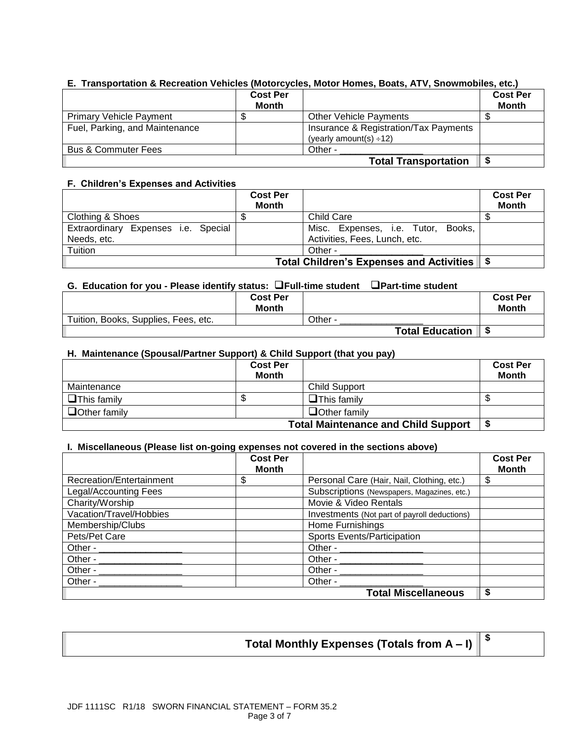**E. Transportation & Recreation Vehicles (Motorcycles, Motor Homes, Boats, ATV, Snowmobiles, etc.)**

| | Cost Per Month | | Cost Per Month |
|---|---|---|---|
| Primary Vehicle Payment | $ | Other Vehicle Payments | $ |
| Fuel, Parking, and Maintenance | | Insurance & Registration/Tax Payments (yearly amount(s) ÷12) | |
| Bus & Commuter Fees | | Other - ________________ | |
| | | **Total Transportation** | **$** |

**F. Children's Expenses and Activities**

| | Cost Per Month | | Cost Per Month |
|---|---|---|---|
| Clothing & Shoes | $ | Child Care | $ |
| Extraordinary Expenses i.e. Special Needs, etc. | | Misc. Expenses, i.e. Tutor, Books, Activities, Fees, Lunch, etc. | |
| Tuition | | Other - ________________ | |
| | | **Total Children's Expenses and Activities** | **$** |

**G. Education for you - Please identify status: ❑Full-time student ❑Part-time student**

| | Cost Per Month | | Cost Per Month |
|---|---|---|---|
| Tuition, Books, Supplies, Fees, etc. | | Other - ________________ | |
| | | **Total Education** | **$** |

**H. Maintenance (Spousal/Partner Support) & Child Support (that you pay)**

| | Cost Per Month | | Cost Per Month |
|---|---|---|---|
| Maintenance | | Child Support | |
| ❑This family | $ | ❑This family | $ |
| ❑Other family | | ❑Other family | |
| | | **Total Maintenance and Child Support** | **$** |

**I. Miscellaneous (Please list on-going expenses not covered in the sections above)**

| | Cost Per Month | | Cost Per Month |
|---|---|---|---|
| Recreation/Entertainment | $ | Personal Care (Hair, Nail, Clothing, etc.) | $ |
| Legal/Accounting Fees | | Subscriptions (Newspapers, Magazines, etc.) | |
| Charity/Worship | | Movie & Video Rentals | |
| Vacation/Travel/Hobbies | | Investments (Not part of payroll deductions) | |
| Membership/Clubs | | Home Furnishings | |
| Pets/Pet Care | | Sports Events/Participation | |
| Other - ________________ | | Other - ________________ | |
| Other - ________________ | | Other - ________________ | |
| Other - ________________ | | Other - ________________ | |
| Other - ________________ | | Other - ________________ | |
| | | **Total Miscellaneous** | **$** |

| | |
|---|---|
| **Total Monthly Expenses (Totals from A – I)** | **$** |

JDF 1111SC R1/18 SWORN FINANCIAL STATEMENT – FORM 35.2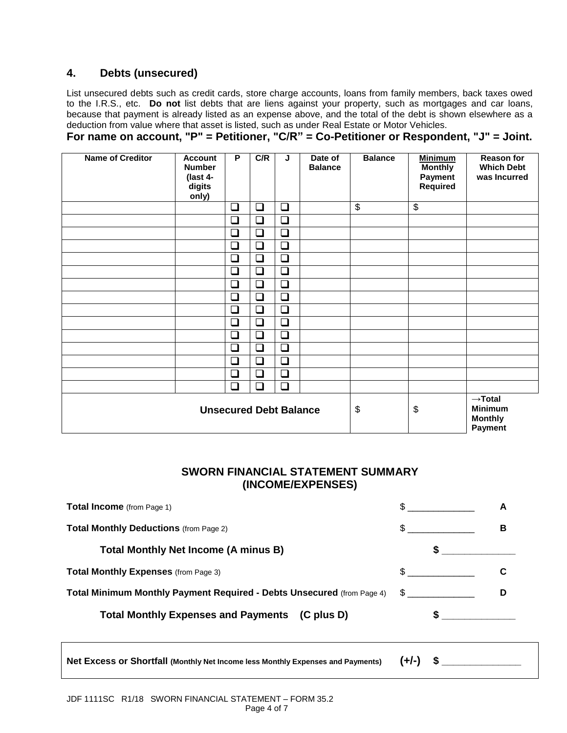## 4. Debts (unsecured)

List unsecured debts such as credit cards, store charge accounts, loans from family members, back taxes owed to the I.R.S., etc. **Do not** list debts that are liens against your property, such as mortgages and car loans, because that payment is already listed as an expense above, and the total of the debt is shown elsewhere as a deduction from value where that asset is listed, such as under Real Estate or Motor Vehicles.

**For name on account, "P" = Petitioner, "C/R" = Co-Petitioner or Respondent, "J" = Joint.**

| Name of Creditor | Account Number (last 4-digits only) | P | C/R | J | Date of Balance | Balance | Minimum Monthly Payment Required | Reason for Which Debt was Incurred |
|---|---|---|---|---|---|---|---|---|
| | | ❑ | ❑ | ❑ | | $ | $ | |
| | | ❑ | ❑ | ❑ | | | | |
| | | ❑ | ❑ | ❑ | | | | |
| | | ❑ | ❑ | ❑ | | | | |
| | | ❑ | ❑ | ❑ | | | | |
| | | ❑ | ❑ | ❑ | | | | |
| | | ❑ | ❑ | ❑ | | | | |
| | | ❑ | ❑ | ❑ | | | | |
| | | ❑ | ❑ | ❑ | | | | |
| | | ❑ | ❑ | ❑ | | | | |
| | | ❑ | ❑ | ❑ | | | | |
| | | ❑ | ❑ | ❑ | | | | |
| | | ❑ | ❑ | ❑ | | | | |
| | | ❑ | ❑ | ❑ | | | | |
| | | ❑ | ❑ | ❑ | | | | |
| **Unsecured Debt Balance** | | | | | | $ | $ | →**Total Minimum Monthly Payment** |

## SWORN FINANCIAL STATEMENT SUMMARY (INCOME/EXPENSES)

**Total Income** (from Page 1) $ ____________ **A**

**Total Monthly Deductions** (from Page 2) $ ____________ **B**

**Total Monthly Net Income (A minus B)** **$ ____________**

**Total Monthly Expenses** (from Page 3) $ ____________ **C**

**Total Minimum Monthly Payment Required - Debts Unsecured** (from Page 4) $ ____________ **D**

**Total Monthly Expenses and Payments (C plus D)** **$ ____________**

**Net Excess or Shortfall (Monthly Net Income less Monthly Expenses and Payments)** **(+/-) $ ____________**

JDF 1111SC R1/18 SWORN FINANCIAL STATEMENT – FORM 35.2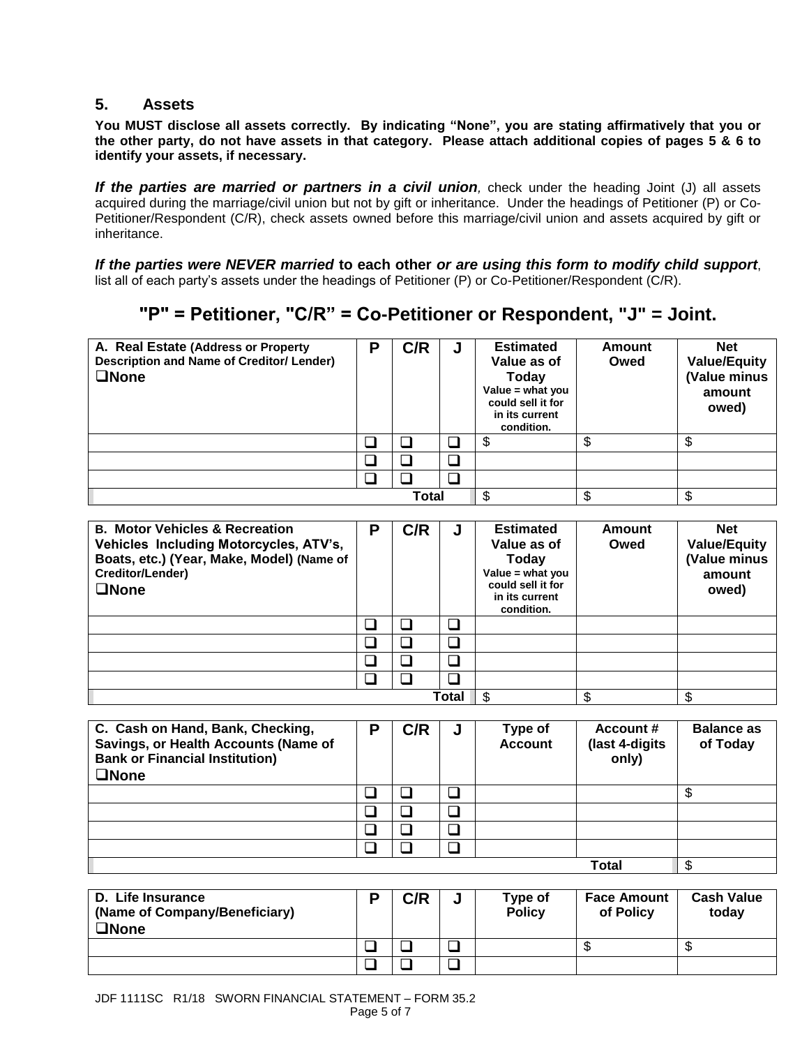## 5. Assets

**You MUST disclose all assets correctly. By indicating "None", you are stating affirmatively that you or the other party, do not have assets in that category. Please attach additional copies of pages 5 & 6 to identify your assets, if necessary.**

***If the parties are married or partners in a civil union**,* check under the heading Joint (J) all assets acquired during the marriage/civil union but not by gift or inheritance. Under the headings of Petitioner (P) or Co-Petitioner/Respondent (C/R), check assets owned before this marriage/civil union and assets acquired by gift or inheritance.

***If the parties were NEVER married* to each other *or are using this form to modify child support***, list all of each party's assets under the headings of Petitioner (P) or Co-Petitioner/Respondent (C/R).

## "P" = Petitioner, "C/R" = Co-Petitioner or Respondent, "J" = Joint.

| **A. Real Estate** (Address or Property Description and Name of Creditor/ Lender) ❑None | **P** | **C/R** | **J** | **Estimated Value as of Today** Value = what you could sell it for in its current condition. | **Amount Owed** | **Net Value/Equity (Value minus amount owed)** |
|---|---|---|---|---|---|---|
| | ❑ | ❑ | ❑ | $ | $ | $ |
| | ❑ | ❑ | ❑ | | | |
| | ❑ | ❑ | ❑ | | | |
| | | **Total** | | $ | $ | $ |

| **B. Motor Vehicles & Recreation Vehicles Including Motorcycles, ATV's, Boats, etc.) (Year, Make, Model)** (Name of Creditor/Lender) ❑None | **P** | **C/R** | **J** | **Estimated Value as of Today** Value = what you could sell it for in its current condition. | **Amount Owed** | **Net Value/Equity (Value minus amount owed)** |
|---|---|---|---|---|---|---|
| | ❑ | ❑ | ❑ | | | |
| | ❑ | ❑ | ❑ | | | |
| | ❑ | ❑ | ❑ | | | |
| | ❑ | ❑ | ❑ | | | |
| | | | **Total** | $ | $ | $ |

| **C. Cash on Hand, Bank, Checking, Savings, or Health Accounts (Name of Bank or Financial Institution)** ❑None | **P** | **C/R** | **J** | **Type of Account** | **Account # (last 4-digits only)** | **Balance as of Today** |
|---|---|---|---|---|---|---|
| | ❑ | ❑ | ❑ | | | $ |
| | ❑ | ❑ | ❑ | | | |
| | ❑ | ❑ | ❑ | | | |
| | ❑ | ❑ | ❑ | | | |
| | | | | | **Total** | $ |

| **D. Life Insurance (Name of Company/Beneficiary)** ❑None | **P** | **C/R** | **J** | **Type of Policy** | **Face Amount of Policy** | **Cash Value today** |
|---|---|---|---|---|---|---|
| | ❑ | ❑ | ❑ | | $ | $ |
| | ❑ | ❑ | ❑ | | | |

JDF 1111SC R1/18 SWORN FINANCIAL STATEMENT – FORM 35.2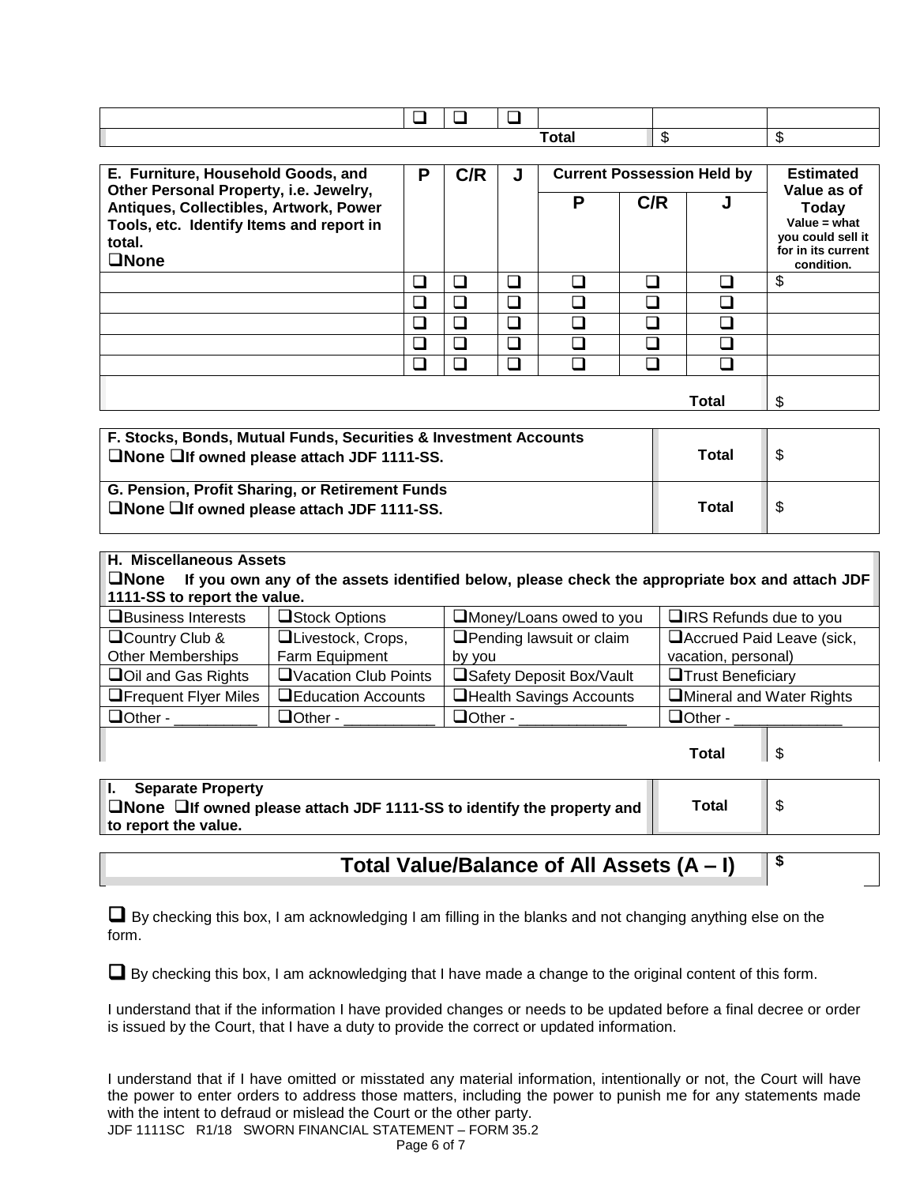| | | | | | | |
|---|---|---|---|---|---|---|
| | ❑ | ❑ | ❑ | | | |
| | | | | Total | $ | $ |

| E. Furniture, Household Goods, and Other Personal Property, i.e. Jewelry, Antiques, Collectibles, Artwork, Power Tools, etc. Identify Items and report in total. ❑None | P | C/R | J | Current Possession Held by | | | Estimated Value as of Today Value = what you could sell it for in its current condition. |
|---|---|---|---|---|---|---|---|
| | | | | P | C/R | J | |
| | ❑ | ❑ | ❑ | ❑ | ❑ | ❑ | $ |
| | ❑ | ❑ | ❑ | ❑ | ❑ | ❑ | |
| | ❑ | ❑ | ❑ | ❑ | ❑ | ❑ | |
| | ❑ | ❑ | ❑ | ❑ | ❑ | ❑ | |
| | ❑ | ❑ | ❑ | ❑ | ❑ | ❑ | |
| | | | | | | Total | $ |

| | | |
|---|---|---|
| **F. Stocks, Bonds, Mutual Funds, Securities & Investment Accounts** ❑None ❑If owned please attach JDF 1111-SS. | Total | $ |
| **G. Pension, Profit Sharing, or Retirement Funds** ❑None ❑If owned please attach JDF 1111-SS. | Total | $ |

**H. Miscellaneous Assets**

❑None **If you own any of the assets identified below, please check the appropriate box and attach JDF 1111-SS to report the value.**

| | | | |
|---|---|---|---|
| ❑Business Interests | ❑Stock Options | ❑Money/Loans owed to you | ❑IRS Refunds due to you |
| ❑Country Club & Other Memberships | ❑Livestock, Crops, Farm Equipment | ❑Pending lawsuit or claim by you | ❑Accrued Paid Leave (sick, vacation, personal) |
| ❑Oil and Gas Rights | ❑Vacation Club Points | ❑Safety Deposit Box/Vault | ❑Trust Beneficiary |
| ❑Frequent Flyer Miles | ❑Education Accounts | ❑Health Savings Accounts | ❑Mineral and Water Rights |
| ❑Other - __________ | ❑Other - ___________ | ❑Other - _____________ | ❑Other - _____________ |
| | | | Total $ |

| | | |
|---|---|---|
| **I. Separate Property** ❑None ❑If owned please attach JDF 1111-SS to identify the property and to report the value. | Total | $ |

| | |
|---|---|
| **Total Value/Balance of All Assets (A – I)** | $ |

❑ By checking this box, I am acknowledging I am filling in the blanks and not changing anything else on the form.

❑ By checking this box, I am acknowledging that I have made a change to the original content of this form.

I understand that if the information I have provided changes or needs to be updated before a final decree or order is issued by the Court, that I have a duty to provide the correct or updated information.

I understand that if I have omitted or misstated any material information, intentionally or not, the Court will have the power to enter orders to address those matters, including the power to punish me for any statements made with the intent to defraud or mislead the Court or the other party.

JDF 1111SC R1/18 SWORN FINANCIAL STATEMENT – FORM 35.2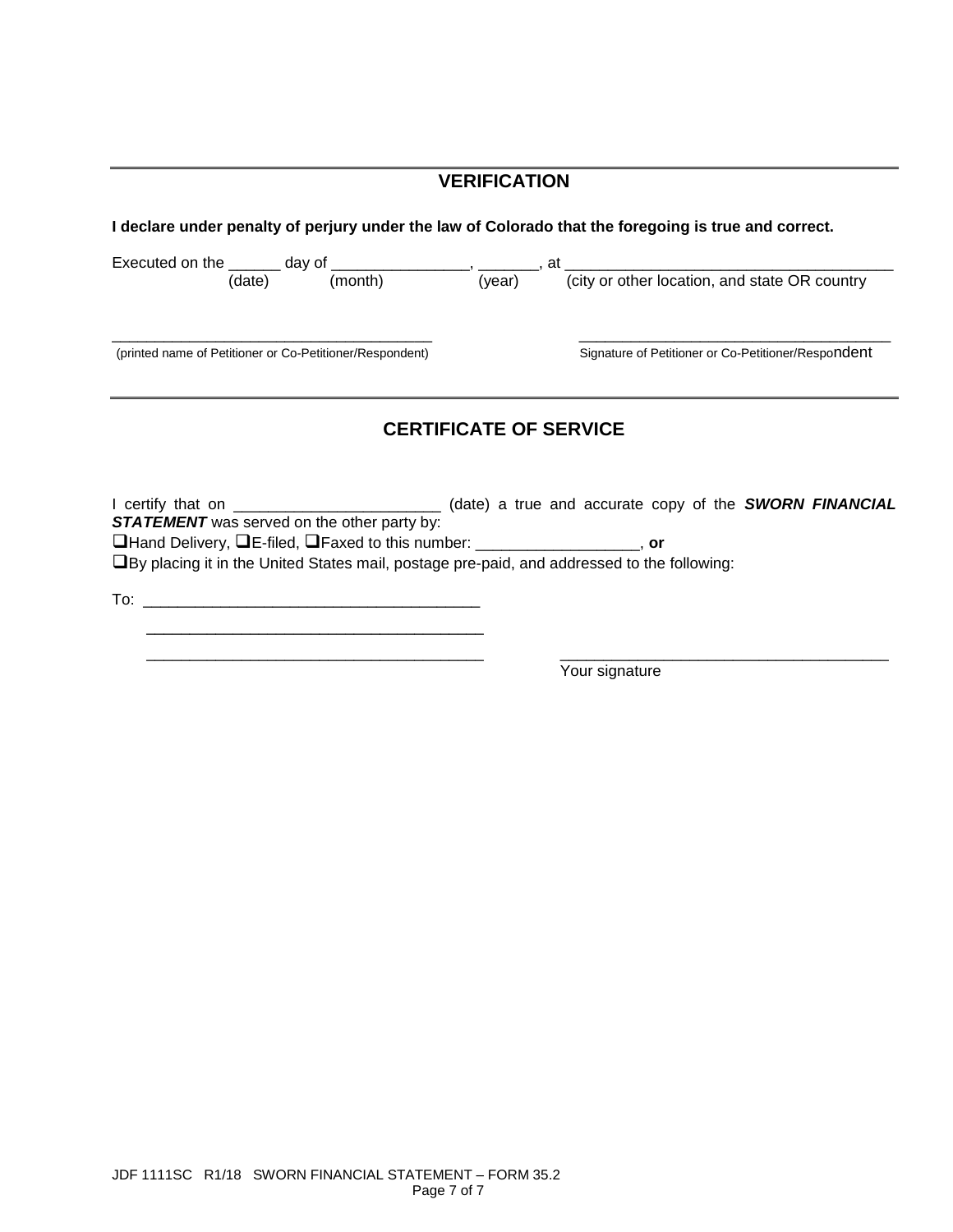## VERIFICATION

**I declare under penalty of perjury under the law of Colorado that the foregoing is true and correct.**

Executed on the ______ day of ________________, _______, at ________________________________________
(date) (month) (year) (city or other location, and state OR country

________________________________________
(printed name of Petitioner or Co-Petitioner/Respondent)

________________________________________
Signature of Petitioner or Co-Petitioner/Respondent

## CERTIFICATE OF SERVICE

I certify that on ________________________ (date) a true and accurate copy of the ***SWORN FINANCIAL STATEMENT*** was served on the other party by:

❑Hand Delivery, ❑E-filed, ❑Faxed to this number: ___________________, **or**

❑By placing it in the United States mail, postage pre-paid, and addressed to the following:

To: ________________________________________

________________________________________

________________________________________

________________________________________
Your signature

JDF 1111SC R1/18 SWORN FINANCIAL STATEMENT – FORM 35.2